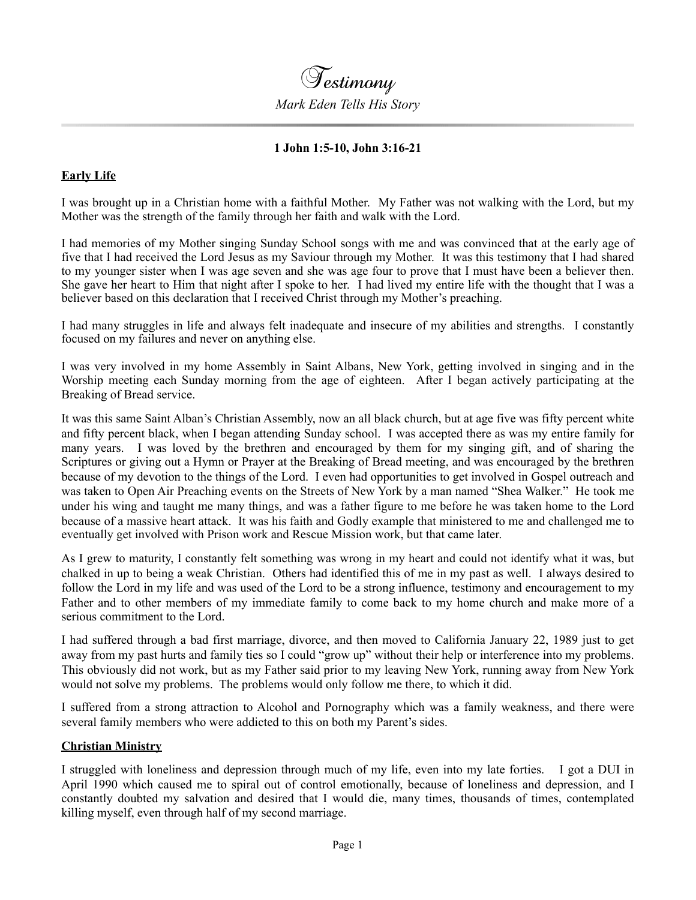# Testimony

*Mark Eden Tells His Story*

**1 John 1:5-10, John 3:16-21**

## Early Life

I was brought up in a Christian home with a faithful Mother. My Father was not walking with the Lord, but my Mother was the strength of the family through her faith and walk with the Lord.

I had memories of my Mother singing Sunday School songs with me and was convinced that at the early age of five that I had received the Lord Jesus as my Saviour through my Mother. It was this testimony that I had shared to my younger sister when I was age seven and she was age four to prove that I must have been a believer then. She gave her heart to Him that night after I spoke to her. I had lived my entire life with the thought that I was a believer based on this declaration that I received Christ through my Mother's preaching.

I had many struggles in life and always felt inadequate and insecure of my abilities and strengths. I constantly focused on my failures and never on anything else.

I was very involved in my home Assembly in Saint Albans, New York, getting involved in singing and in the Worship meeting each Sunday morning from the age of eighteen. After I began actively participating at the Breaking of Bread service.

It was this same Saint Alban's Christian Assembly, now an all black church, but at age five was fifty percent white and fifty percent black, when I began attending Sunday school. I was accepted there as was my entire family for many years. I was loved by the brethren and encouraged by them for my singing gift, and of sharing the Scriptures or giving out a Hymn or Prayer at the Breaking of Bread meeting, and was encouraged by the brethren because of my devotion to the things of the Lord. I even had opportunities to get involved in Gospel outreach and was taken to Open Air Preaching events on the Streets of New York by a man named "Shea Walker." He took me under his wing and taught me many things, and was a father figure to me before he was taken home to the Lord because of a massive heart attack. It was his faith and Godly example that ministered to me and challenged me to eventually get involved with Prison work and Rescue Mission work, but that came later.

As I grew to maturity, I constantly felt something was wrong in my heart and could not identify what it was, but chalked in up to being a weak Christian. Others had identified this of me in my past as well. I always desired to follow the Lord in my life and was used of the Lord to be a strong influence, testimony and encouragement to my Father and to other members of my immediate family to come back to my home church and make more of a serious commitment to the Lord.

I had suffered through a bad first marriage, divorce, and then moved to California January 22, 1989 just to get away from my past hurts and family ties so I could "grow up" without their help or interference into my problems. This obviously did not work, but as my Father said prior to my leaving New York, running away from New York would not solve my problems. The problems would only follow me there, to which it did.

I suffered from a strong attraction to Alcohol and Pornography which was a family weakness, and there were several family members who were addicted to this on both my Parent's sides.

## Christian Ministry

I struggled with loneliness and depression through much of my life, even into my late forties. I got a DUI in April 1990 which caused me to spiral out of control emotionally, because of loneliness and depression, and I constantly doubted my salvation and desired that I would die, many times, thousands of times, contemplated killing myself, even through half of my second marriage.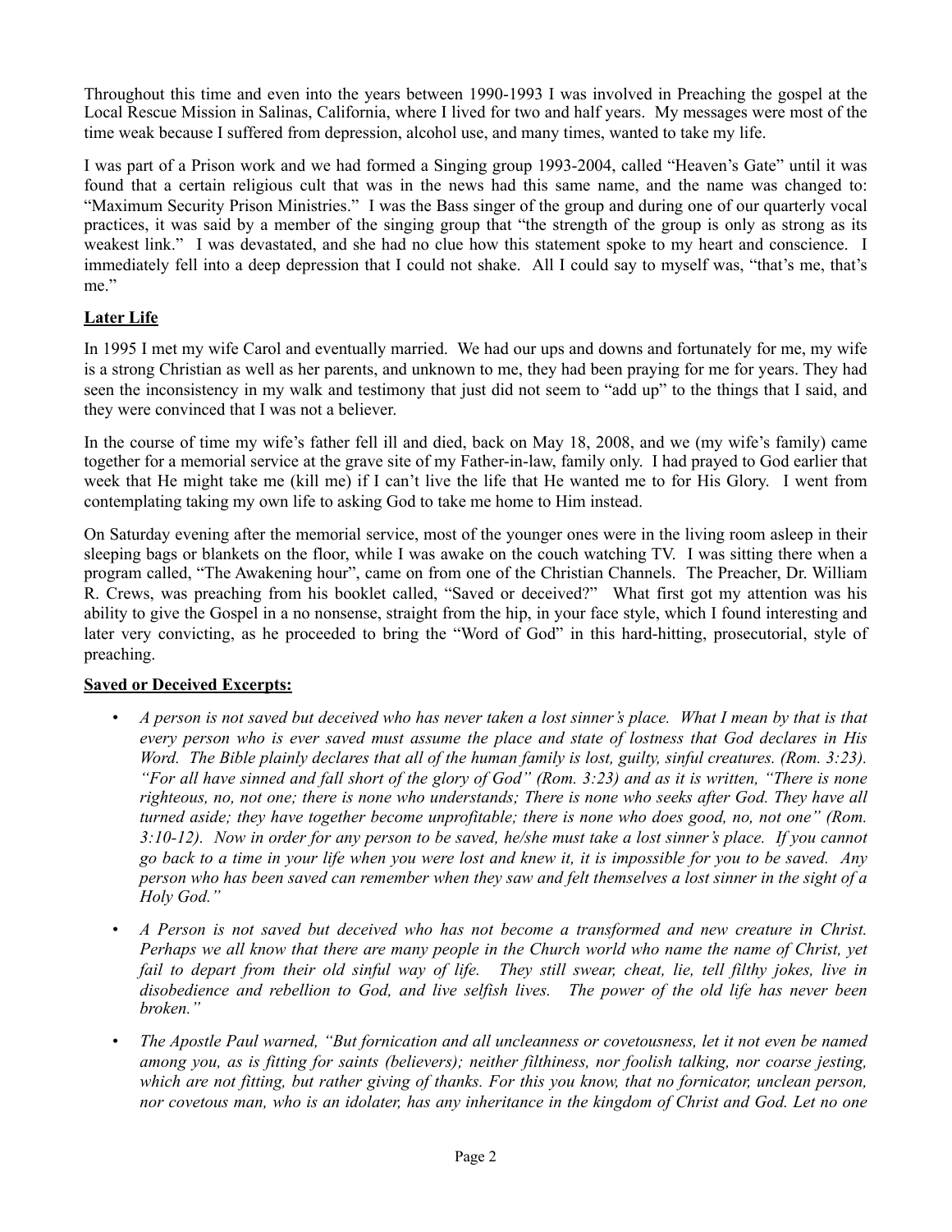Throughout this time and even into the years between 1990-1993 I was involved in Preaching the gospel at the Local Rescue Mission in Salinas, California, where I lived for two and half years. My messages were most of the time weak because I suffered from depression, alcohol use, and many times, wanted to take my life.

I was part of a Prison work and we had formed a Singing group 1993-2004, called "Heaven's Gate" until it was found that a certain religious cult that was in the news had this same name, and the name was changed to: "Maximum Security Prison Ministries." I was the Bass singer of the group and during one of our quarterly vocal practices, it was said by a member of the singing group that "the strength of the group is only as strong as its weakest link." I was devastated, and she had no clue how this statement spoke to my heart and conscience. I immediately fell into a deep depression that I could not shake. All I could say to myself was, "that's me, that's me."

**Later Life**

In 1995 I met my wife Carol and eventually married. We had our ups and downs and fortunately for me, my wife is a strong Christian as well as her parents, and unknown to me, they had been praying for me for years. They had seen the inconsistency in my walk and testimony that just did not seem to "add up" to the things that I said, and they were convinced that I was not a believer.

In the course of time my wife's father fell ill and died, back on May 18, 2008, and we (my wife's family) came together for a memorial service at the grave site of my Father-in-law, family only. I had prayed to God earlier that week that He might take me (kill me) if I can't live the life that He wanted me to for His Glory. I went from contemplating taking my own life to asking God to take me home to Him instead.

On Saturday evening after the memorial service, most of the younger ones were in the living room asleep in their sleeping bags or blankets on the floor, while I was awake on the couch watching TV. I was sitting there when a program called, "The Awakening hour", came on from one of the Christian Channels. The Preacher, Dr. William R. Crews, was preaching from his booklet called, "Saved or deceived?" What first got my attention was his ability to give the Gospel in a no nonsense, straight from the hip, in your face style, which I found interesting and later very convicting, as he proceeded to bring the "Word of God" in this hard-hitting, prosecutorial, style of preaching.

**Saved or Deceived Excerpts:**

- *A person is not saved but deceived who has never taken a lost sinner's place. What I mean by that is that every person who is ever saved must assume the place and state of lostness that God declares in His Word. The Bible plainly declares that all of the human family is lost, guilty, sinful creatures. (Rom. 3:23). "For all have sinned and fall short of the glory of God" (Rom. 3:23) and as it is written, "There is none righteous, no, not one; there is none who understands; There is none who seeks after God. They have all turned aside; they have together become unprofitable; there is none who does good, no, not one" (Rom. 3:10-12). Now in order for any person to be saved, he/she must take a lost sinner's place. If you cannot go back to a time in your life when you were lost and knew it, it is impossible for you to be saved. Any person who has been saved can remember when they saw and felt themselves a lost sinner in the sight of a Holy God."*

- *A Person is not saved but deceived who has not become a transformed and new creature in Christ. Perhaps we all know that there are many people in the Church world who name the name of Christ, yet fail to depart from their old sinful way of life. They still swear, cheat, lie, tell filthy jokes, live in disobedience and rebellion to God, and live selfish lives. The power of the old life has never been broken."*

- *The Apostle Paul warned, "But fornication and all uncleanness or covetousness, let it not even be named among you, as is fitting for saints (believers); neither filthiness, nor foolish talking, nor coarse jesting, which are not fitting, but rather giving of thanks. For this you know, that no fornicator, unclean person, nor covetous man, who is an idolater, has any inheritance in the kingdom of Christ and God. Let no one*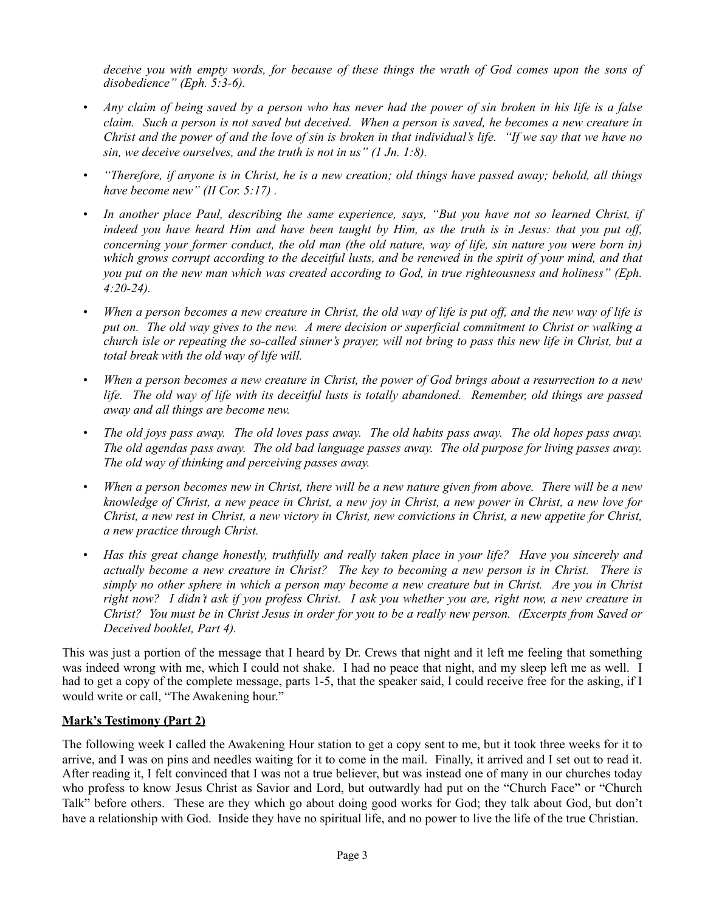*deceive you with empty words, for because of these things the wrath of God comes upon the sons of disobedience" (Eph. 5:3-6).*

- *Any claim of being saved by a person who has never had the power of sin broken in his life is a false claim. Such a person is not saved but deceived. When a person is saved, he becomes a new creature in Christ and the power of and the love of sin is broken in that individual's life. "If we say that we have no sin, we deceive ourselves, and the truth is not in us" (1 Jn. 1:8).*
- *"Therefore, if anyone is in Christ, he is a new creation; old things have passed away; behold, all things have become new" (II Cor. 5:17) .*
- *In another place Paul, describing the same experience, says, "But you have not so learned Christ, if indeed you have heard Him and have been taught by Him, as the truth is in Jesus: that you put off, concerning your former conduct, the old man (the old nature, way of life, sin nature you were born in) which grows corrupt according to the deceitful lusts, and be renewed in the spirit of your mind, and that you put on the new man which was created according to God, in true righteousness and holiness" (Eph. 4:20-24).*
- *When a person becomes a new creature in Christ, the old way of life is put off, and the new way of life is put on. The old way gives to the new. A mere decision or superficial commitment to Christ or walking a church isle or repeating the so-called sinner's prayer, will not bring to pass this new life in Christ, but a total break with the old way of life will.*
- *When a person becomes a new creature in Christ, the power of God brings about a resurrection to a new life. The old way of life with its deceitful lusts is totally abandoned. Remember, old things are passed away and all things are become new.*
- *The old joys pass away. The old loves pass away. The old habits pass away. The old hopes pass away. The old agendas pass away. The old bad language passes away. The old purpose for living passes away. The old way of thinking and perceiving passes away.*
- *When a person becomes new in Christ, there will be a new nature given from above. There will be a new knowledge of Christ, a new peace in Christ, a new joy in Christ, a new power in Christ, a new love for Christ, a new rest in Christ, a new victory in Christ, new convictions in Christ, a new appetite for Christ, a new practice through Christ.*
- *Has this great change honestly, truthfully and really taken place in your life? Have you sincerely and actually become a new creature in Christ? The key to becoming a new person is in Christ. There is simply no other sphere in which a person may become a new creature but in Christ. Are you in Christ right now? I didn't ask if you profess Christ. I ask you whether you are, right now, a new creature in Christ? You must be in Christ Jesus in order for you to be a really new person. (Excerpts from Saved or Deceived booklet, Part 4).*

This was just a portion of the message that I heard by Dr. Crews that night and it left me feeling that something was indeed wrong with me, which I could not shake. I had no peace that night, and my sleep left me as well. I had to get a copy of the complete message, parts 1-5, that the speaker said, I could receive free for the asking, if I would write or call, "The Awakening hour."

## **Mark's Testimony (Part 2)**

The following week I called the Awakening Hour station to get a copy sent to me, but it took three weeks for it to arrive, and I was on pins and needles waiting for it to come in the mail. Finally, it arrived and I set out to read it. After reading it, I felt convinced that I was not a true believer, but was instead one of many in our churches today who profess to know Jesus Christ as Savior and Lord, but outwardly had put on the "Church Face" or "Church Talk" before others. These are they which go about doing good works for God; they talk about God, but don't have a relationship with God. Inside they have no spiritual life, and no power to live the life of the true Christian.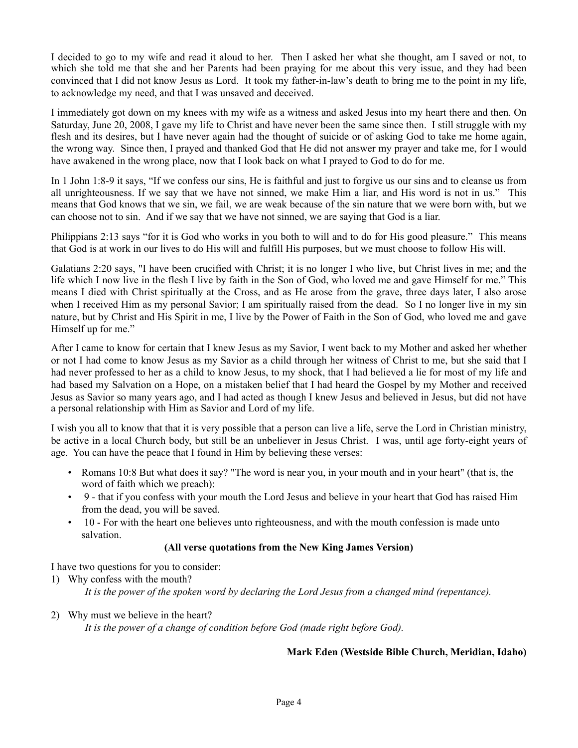I decided to go to my wife and read it aloud to her. Then I asked her what she thought, am I saved or not, to which she told me that she and her Parents had been praying for me about this very issue, and they had been convinced that I did not know Jesus as Lord. It took my father-in-law's death to bring me to the point in my life, to acknowledge my need, and that I was unsaved and deceived.

I immediately got down on my knees with my wife as a witness and asked Jesus into my heart there and then. On Saturday, June 20, 2008, I gave my life to Christ and have never been the same since then. I still struggle with my flesh and its desires, but I have never again had the thought of suicide or of asking God to take me home again, the wrong way. Since then, I prayed and thanked God that He did not answer my prayer and take me, for I would have awakened in the wrong place, now that I look back on what I prayed to God to do for me.

In 1 John 1:8-9 it says, "If we confess our sins, He is faithful and just to forgive us our sins and to cleanse us from all unrighteousness. If we say that we have not sinned, we make Him a liar, and His word is not in us." This means that God knows that we sin, we fail, we are weak because of the sin nature that we were born with, but we can choose not to sin. And if we say that we have not sinned, we are saying that God is a liar.

Philippians 2:13 says "for it is God who works in you both to will and to do for His good pleasure." This means that God is at work in our lives to do His will and fulfill His purposes, but we must choose to follow His will.

Galatians 2:20 says, "I have been crucified with Christ; it is no longer I who live, but Christ lives in me; and the life which I now live in the flesh I live by faith in the Son of God, who loved me and gave Himself for me." This means I died with Christ spiritually at the Cross, and as He arose from the grave, three days later, I also arose when I received Him as my personal Savior; I am spiritually raised from the dead. So I no longer live in my sin nature, but by Christ and His Spirit in me, I live by the Power of Faith in the Son of God, who loved me and gave Himself up for me."

After I came to know for certain that I knew Jesus as my Savior, I went back to my Mother and asked her whether or not I had come to know Jesus as my Savior as a child through her witness of Christ to me, but she said that I had never professed to her as a child to know Jesus, to my shock, that I had believed a lie for most of my life and had based my Salvation on a Hope, on a mistaken belief that I had heard the Gospel by my Mother and received Jesus as Savior so many years ago, and I had acted as though I knew Jesus and believed in Jesus, but did not have a personal relationship with Him as Savior and Lord of my life.

I wish you all to know that that it is very possible that a person can live a life, serve the Lord in Christian ministry, be active in a local Church body, but still be an unbeliever in Jesus Christ. I was, until age forty-eight years of age. You can have the peace that I found in Him by believing these verses:

- Romans 10:8 But what does it say? "The word is near you, in your mouth and in your heart" (that is, the word of faith which we preach):
- 9 - that if you confess with your mouth the Lord Jesus and believe in your heart that God has raised Him from the dead, you will be saved.
- 10 - For with the heart one believes unto righteousness, and with the mouth confession is made unto salvation.

**(All verse quotations from the New King James Version)**

I have two questions for you to consider:

1) Why confess with the mouth?
   *It is the power of the spoken word by declaring the Lord Jesus from a changed mind (repentance).*

2) Why must we believe in the heart?
   *It is the power of a change of condition before God (made right before God).*

**Mark Eden (Westside Bible Church, Meridian, Idaho)**